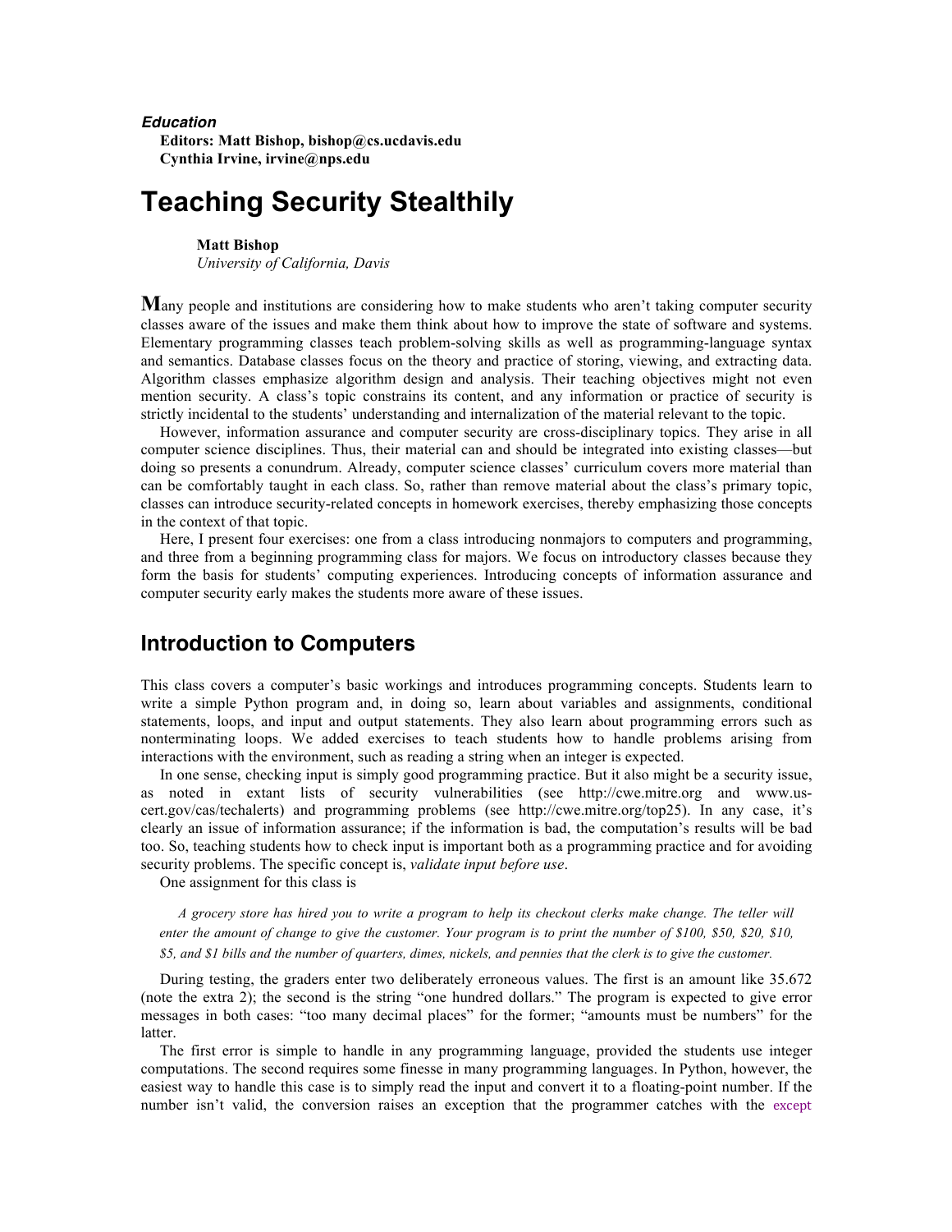***Education***

**Editors: Matt Bishop, bishop@cs.ucdavis.edu**
**Cynthia Irvine, irvine@nps.edu**

# Teaching Security Stealthily

**Matt Bishop**
*University of California, Davis*

Many people and institutions are considering how to make students who aren't taking computer security classes aware of the issues and make them think about how to improve the state of software and systems. Elementary programming classes teach problem-solving skills as well as programming-language syntax and semantics. Database classes focus on the theory and practice of storing, viewing, and extracting data. Algorithm classes emphasize algorithm design and analysis. Their teaching objectives might not even mention security. A class's topic constrains its content, and any information or practice of security is strictly incidental to the students' understanding and internalization of the material relevant to the topic.

However, information assurance and computer security are cross-disciplinary topics. They arise in all computer science disciplines. Thus, their material can and should be integrated into existing classes—but doing so presents a conundrum. Already, computer science classes' curriculum covers more material than can be comfortably taught in each class. So, rather than remove material about the class's primary topic, classes can introduce security-related concepts in homework exercises, thereby emphasizing those concepts in the context of that topic.

Here, I present four exercises: one from a class introducing nonmajors to computers and programming, and three from a beginning programming class for majors. We focus on introductory classes because they form the basis for students' computing experiences. Introducing concepts of information assurance and computer security early makes the students more aware of these issues.

## Introduction to Computers

This class covers a computer's basic workings and introduces programming concepts. Students learn to write a simple Python program and, in doing so, learn about variables and assignments, conditional statements, loops, and input and output statements. They also learn about programming errors such as nonterminating loops. We added exercises to teach students how to handle problems arising from interactions with the environment, such as reading a string when an integer is expected.

In one sense, checking input is simply good programming practice. But it also might be a security issue, as noted in extant lists of security vulnerabilities (see http://cwe.mitre.org and www.us-cert.gov/cas/techalerts) and programming problems (see http://cwe.mitre.org/top25). In any case, it's clearly an issue of information assurance; if the information is bad, the computation's results will be bad too. So, teaching students how to check input is important both as a programming practice and for avoiding security problems. The specific concept is, *validate input before use*.

One assignment for this class is

> *A grocery store has hired you to write a program to help its checkout clerks make change. The teller will enter the amount of change to give the customer. Your program is to print the number of $100, $50, $20, $10, $5, and $1 bills and the number of quarters, dimes, nickels, and pennies that the clerk is to give the customer.*

During testing, the graders enter two deliberately erroneous values. The first is an amount like 35.672 (note the extra 2); the second is the string "one hundred dollars." The program is expected to give error messages in both cases: "too many decimal places" for the former; "amounts must be numbers" for the latter.

The first error is simple to handle in any programming language, provided the students use integer computations. The second requires some finesse in many programming languages. In Python, however, the easiest way to handle this case is to simply read the input and convert it to a floating-point number. If the number isn't valid, the conversion raises an exception that the programmer catches with the `except`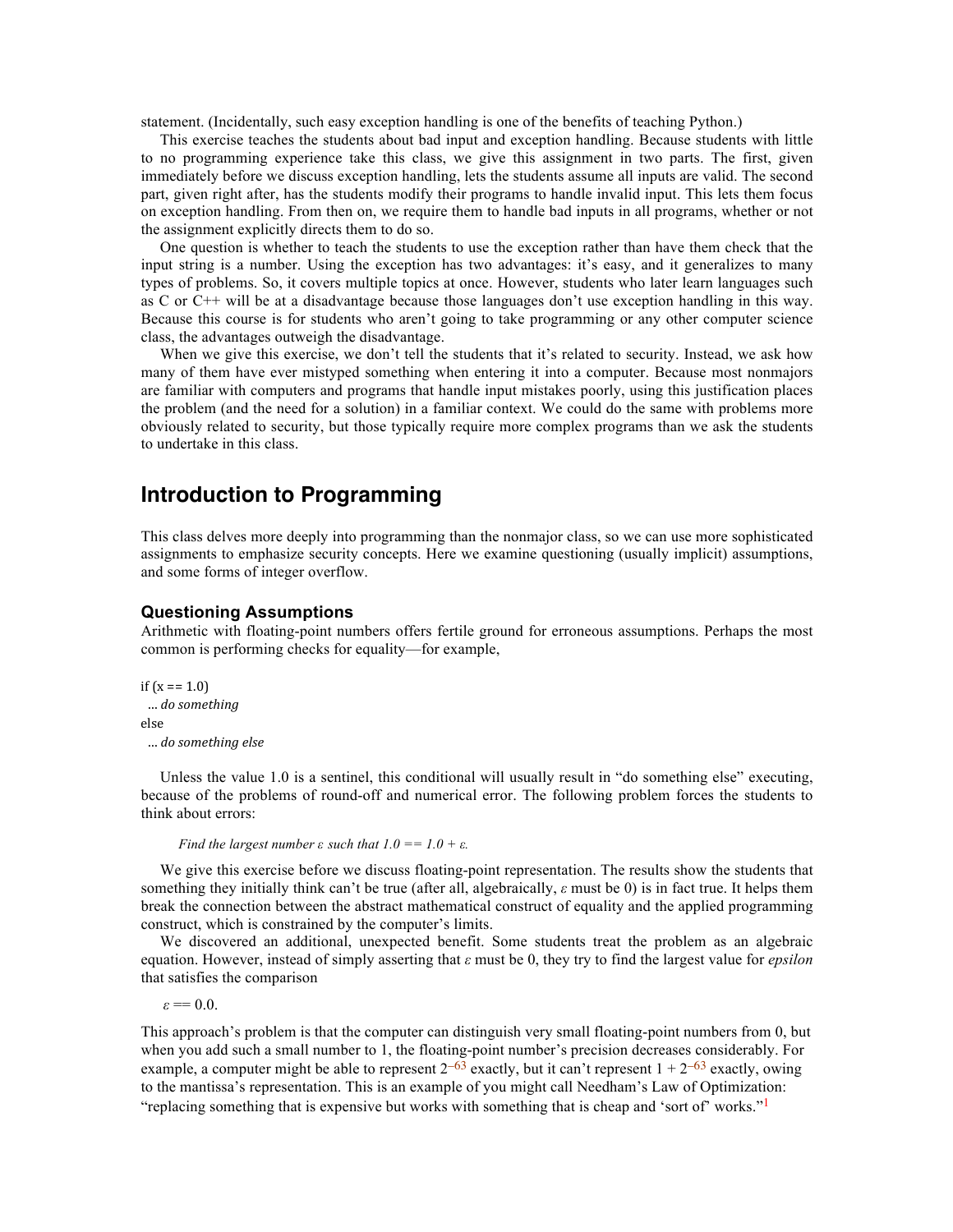statement. (Incidentally, such easy exception handling is one of the benefits of teaching Python.)

This exercise teaches the students about bad input and exception handling. Because students with little to no programming experience take this class, we give this assignment in two parts. The first, given immediately before we discuss exception handling, lets the students assume all inputs are valid. The second part, given right after, has the students modify their programs to handle invalid input. This lets them focus on exception handling. From then on, we require them to handle bad inputs in all programs, whether or not the assignment explicitly directs them to do so.

One question is whether to teach the students to use the exception rather than have them check that the input string is a number. Using the exception has two advantages: it's easy, and it generalizes to many types of problems. So, it covers multiple topics at once. However, students who later learn languages such as C or C++ will be at a disadvantage because those languages don't use exception handling in this way. Because this course is for students who aren't going to take programming or any other computer science class, the advantages outweigh the disadvantage.

When we give this exercise, we don't tell the students that it's related to security. Instead, we ask how many of them have ever mistyped something when entering it into a computer. Because most nonmajors are familiar with computers and programs that handle input mistakes poorly, using this justification places the problem (and the need for a solution) in a familiar context. We could do the same with problems more obviously related to security, but those typically require more complex programs than we ask the students to undertake in this class.

## Introduction to Programming

This class delves more deeply into programming than the nonmajor class, so we can use more sophisticated assignments to emphasize security concepts. Here we examine questioning (usually implicit) assumptions, and some forms of integer overflow.

### Questioning Assumptions

Arithmetic with floating-point numbers offers fertile ground for erroneous assumptions. Perhaps the most common is performing checks for equality—for example,

```
if (x == 1.0)
  … do something
else
  … do something else
```

Unless the value 1.0 is a sentinel, this conditional will usually result in "do something else" executing, because of the problems of round-off and numerical error. The following problem forces the students to think about errors:

*Find the largest number $\varepsilon$ such that $1.0 == 1.0 + \varepsilon$.*

We give this exercise before we discuss floating-point representation. The results show the students that something they initially think can't be true (after all, algebraically, $\varepsilon$ must be 0) is in fact true. It helps them break the connection between the abstract mathematical construct of equality and the applied programming construct, which is constrained by the computer's limits.

We discovered an additional, unexpected benefit. Some students treat the problem as an algebraic equation. However, instead of simply asserting that $\varepsilon$ must be 0, they try to find the largest value for *epsilon* that satisfies the comparison

$\varepsilon == 0.0$.

This approach's problem is that the computer can distinguish very small floating-point numbers from 0, but when you add such a small number to 1, the floating-point number's precision decreases considerably. For example, a computer might be able to represent $2^{-63}$ exactly, but it can't represent $1 + 2^{-63}$ exactly, owing to the mantissa's representation. This is an example of you might call Needham's Law of Optimization: "replacing something that is expensive but works with something that is cheap and 'sort of' works."[1]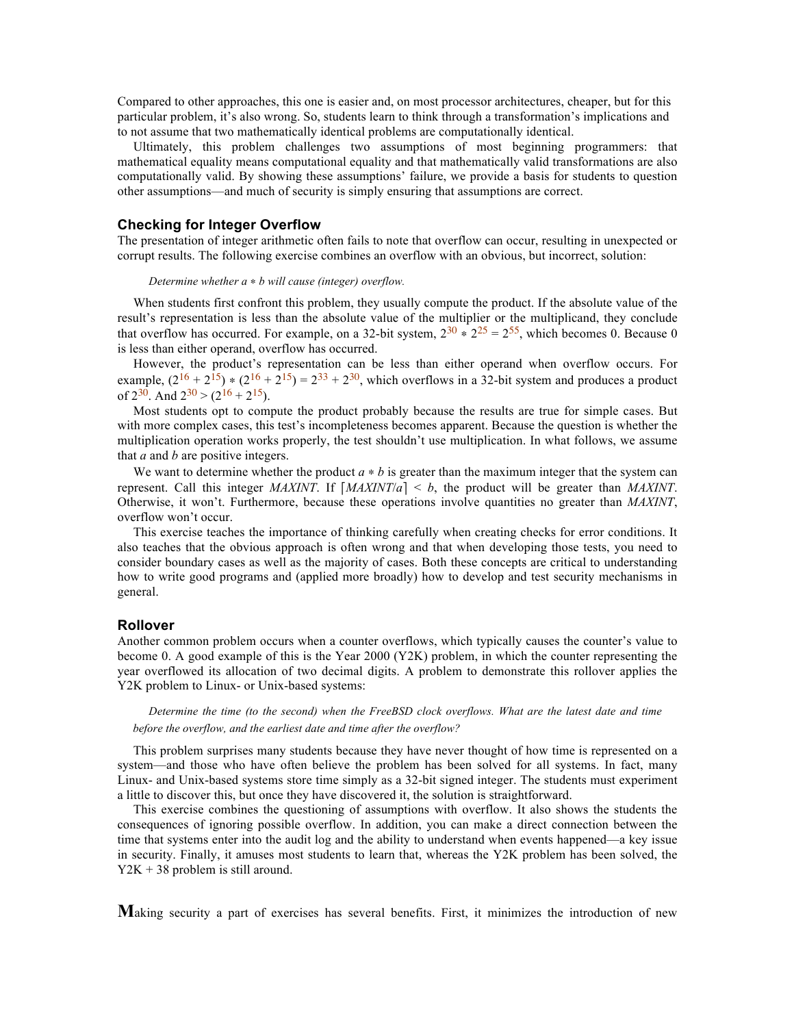Compared to other approaches, this one is easier and, on most processor architectures, cheaper, but for this particular problem, it's also wrong. So, students learn to think through a transformation's implications and to not assume that two mathematically identical problems are computationally identical.

Ultimately, this problem challenges two assumptions of most beginning programmers: that mathematical equality means computational equality and that mathematically valid transformations are also computationally valid. By showing these assumptions' failure, we provide a basis for students to question other assumptions—and much of security is simply ensuring that assumptions are correct.

### Checking for Integer Overflow

The presentation of integer arithmetic often fails to note that overflow can occur, resulting in unexpected or corrupt results. The following exercise combines an overflow with an obvious, but incorrect, solution:

> *Determine whether $a * b$ will cause (integer) overflow.*

When students first confront this problem, they usually compute the product. If the absolute value of the result's representation is less than the absolute value of the multiplier or the multiplicand, they conclude that overflow has occurred. For example, on a 32-bit system, $2^{30} * 2^{25} = 2^{55}$, which becomes 0. Because 0 is less than either operand, overflow has occurred.

However, the product's representation can be less than either operand when overflow occurs. For example, $(2^{16} + 2^{15}) * (2^{16} + 2^{15}) = 2^{33} + 2^{30}$, which overflows in a 32-bit system and produces a product of $2^{30}$. And $2^{30} > (2^{16} + 2^{15})$.

Most students opt to compute the product probably because the results are true for simple cases. But with more complex cases, this test's incompleteness becomes apparent. Because the question is whether the multiplication operation works properly, the test shouldn't use multiplication. In what follows, we assume that $a$ and $b$ are positive integers.

We want to determine whether the product $a * b$ is greater than the maximum integer that the system can represent. Call this integer *MAXINT*. If $\lceil MAXINT/a \rceil < b$, the product will be greater than *MAXINT*. Otherwise, it won't. Furthermore, because these operations involve quantities no greater than *MAXINT*, overflow won't occur.

This exercise teaches the importance of thinking carefully when creating checks for error conditions. It also teaches that the obvious approach is often wrong and that when developing those tests, you need to consider boundary cases as well as the majority of cases. Both these concepts are critical to understanding how to write good programs and (applied more broadly) how to develop and test security mechanisms in general.

### Rollover

Another common problem occurs when a counter overflows, which typically causes the counter's value to become 0. A good example of this is the Year 2000 (Y2K) problem, in which the counter representing the year overflowed its allocation of two decimal digits. A problem to demonstrate this rollover applies the Y2K problem to Linux- or Unix-based systems:

> *Determine the time (to the second) when the FreeBSD clock overflows. What are the latest date and time before the overflow, and the earliest date and time after the overflow?*

This problem surprises many students because they have never thought of how time is represented on a system—and those who have often believe the problem has been solved for all systems. In fact, many Linux- and Unix-based systems store time simply as a 32-bit signed integer. The students must experiment a little to discover this, but once they have discovered it, the solution is straightforward.

This exercise combines the questioning of assumptions with overflow. It also shows the students the consequences of ignoring possible overflow. In addition, you can make a direct connection between the time that systems enter into the audit log and the ability to understand when events happened—a key issue in security. Finally, it amuses most students to learn that, whereas the Y2K problem has been solved, the Y2K + 38 problem is still around.

**M**aking security a part of exercises has several benefits. First, it minimizes the introduction of new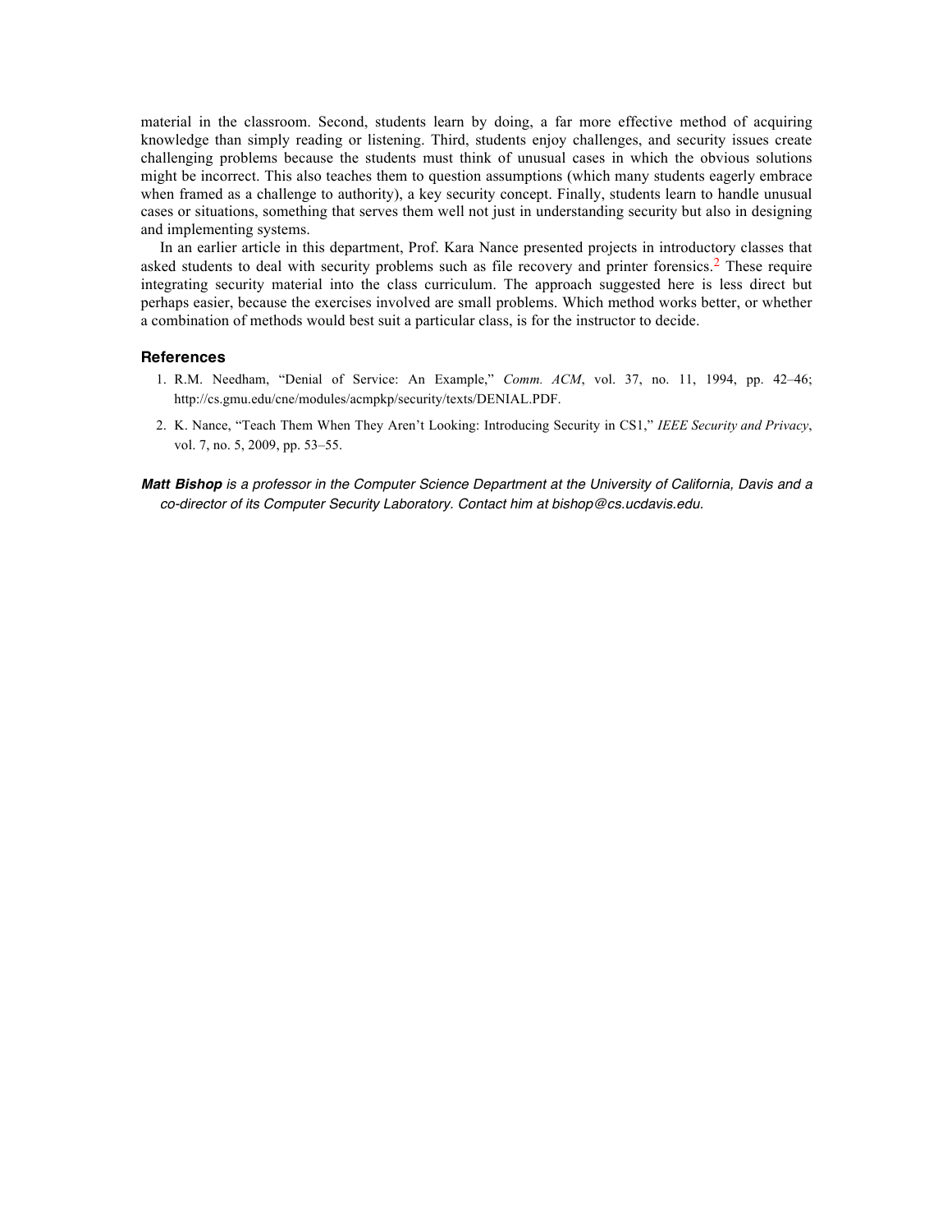material in the classroom. Second, students learn by doing, a far more effective method of acquiring knowledge than simply reading or listening. Third, students enjoy challenges, and security issues create challenging problems because the students must think of unusual cases in which the obvious solutions might be incorrect. This also teaches them to question assumptions (which many students eagerly embrace when framed as a challenge to authority), a key security concept. Finally, students learn to handle unusual cases or situations, something that serves them well not just in understanding security but also in designing and implementing systems.

In an earlier article in this department, Prof. Kara Nance presented projects in introductory classes that asked students to deal with security problems such as file recovery and printer forensics.[2] These require integrating security material into the class curriculum. The approach suggested here is less direct but perhaps easier, because the exercises involved are small problems. Which method works better, or whether a combination of methods would best suit a particular class, is for the instructor to decide.

### References

1. R.M. Needham, "Denial of Service: An Example," *Comm. ACM*, vol. 37, no. 11, 1994, pp. 42–46; http://cs.gmu.edu/cne/modules/acmpkp/security/texts/DENIAL.PDF.
2. K. Nance, "Teach Them When They Aren't Looking: Introducing Security in CS1," *IEEE Security and Privacy*, vol. 7, no. 5, 2009, pp. 53–55.

***Matt Bishop*** *is a professor in the Computer Science Department at the University of California, Davis and a co-director of its Computer Security Laboratory. Contact him at bishop@cs.ucdavis.edu.*